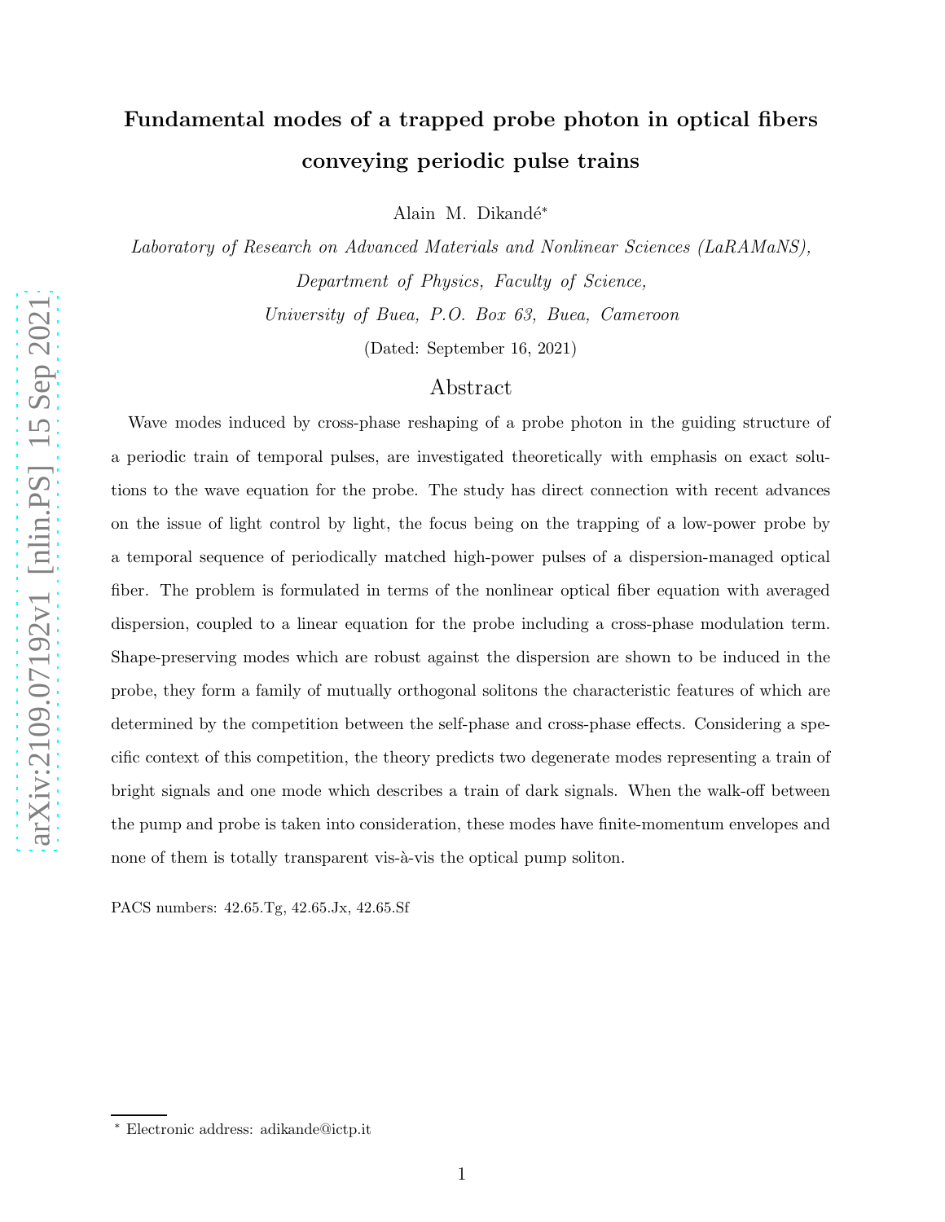# Fundamental modes of a trapped probe photon in optical fibers conveying periodic pulse trains

Alain M. Dikandé*

*Laboratory of Research on Advanced Materials and Nonlinear Sciences (LaRAMaNS), Department of Physics, Faculty of Science, University of Buea, P.O. Box 63, Buea, Cameroon*

(Dated: September 16, 2021)

## Abstract

Wave modes induced by cross-phase reshaping of a probe photon in the guiding structure of a periodic train of temporal pulses, are investigated theoretically with emphasis on exact solutions to the wave equation for the probe. The study has direct connection with recent advances on the issue of light control by light, the focus being on the trapping of a low-power probe by a temporal sequence of periodically matched high-power pulses of a dispersion-managed optical fiber. The problem is formulated in terms of the nonlinear optical fiber equation with averaged dispersion, coupled to a linear equation for the probe including a cross-phase modulation term. Shape-preserving modes which are robust against the dispersion are shown to be induced in the probe, they form a family of mutually orthogonal solitons the characteristic features of which are determined by the competition between the self-phase and cross-phase effects. Considering a specific context of this competition, the theory predicts two degenerate modes representing a train of bright signals and one mode which describes a train of dark signals. When the walk-off between the pump and probe is taken into consideration, these modes have finite-momentum envelopes and none of them is totally transparent vis-à-vis the optical pump soliton.

PACS numbers: 42.65.Tg, 42.65.Jx, 42.65.Sf

* Electronic address: adikande@ictp.it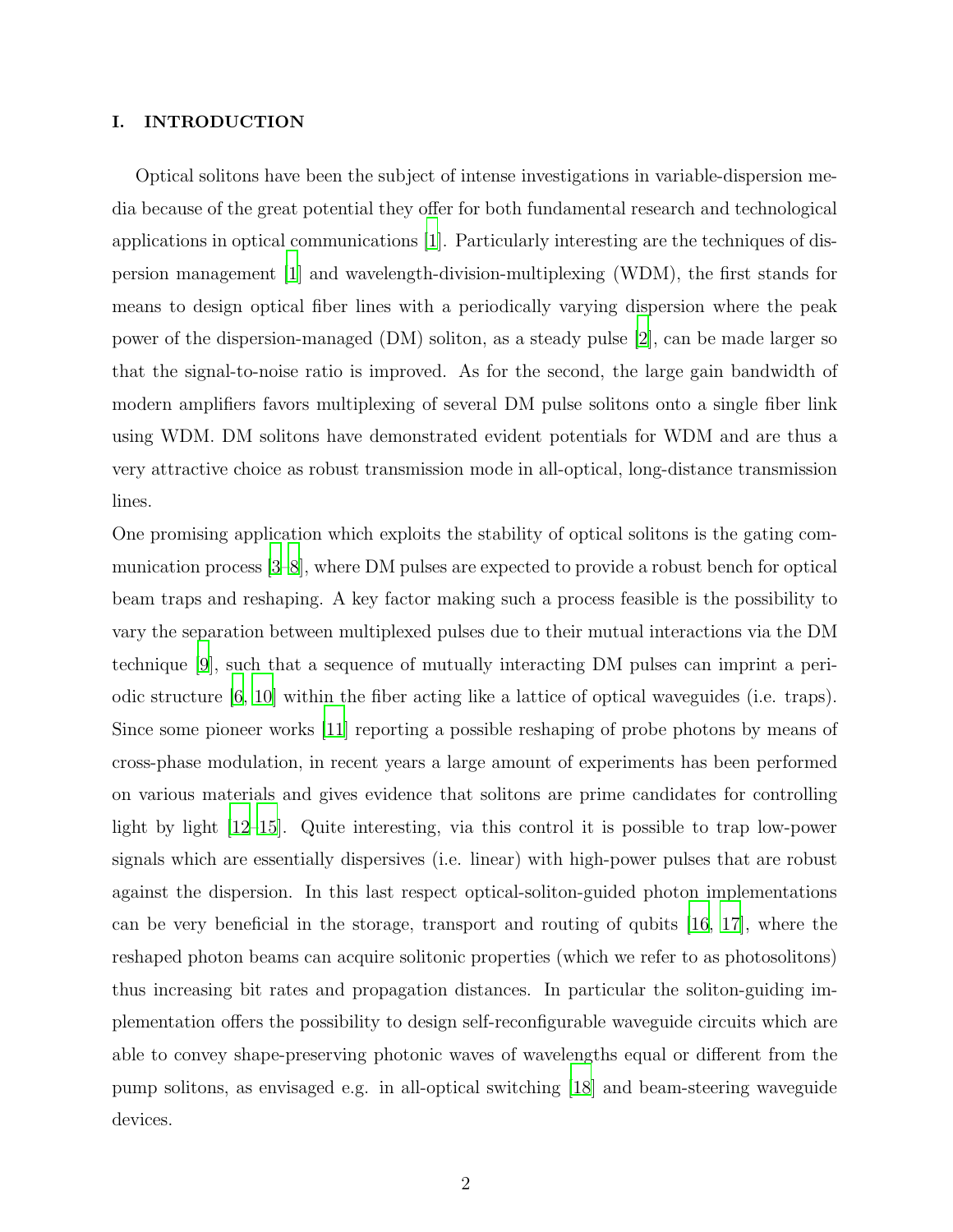## I. INTRODUCTION

Optical solitons have been the subject of intense investigations in variable-dispersion media because of the great potential they offer for both fundamental research and technological applications in optical communications [1]. Particularly interesting are the techniques of dispersion management [1] and wavelength-division-multiplexing (WDM), the first stands for means to design optical fiber lines with a periodically varying dispersion where the peak power of the dispersion-managed (DM) soliton, as a steady pulse [2], can be made larger so that the signal-to-noise ratio is improved. As for the second, the large gain bandwidth of modern amplifiers favors multiplexing of several DM pulse solitons onto a single fiber link using WDM. DM solitons have demonstrated evident potentials for WDM and are thus a very attractive choice as robust transmission mode in all-optical, long-distance transmission lines.

One promising application which exploits the stability of optical solitons is the gating communication process [3–8], where DM pulses are expected to provide a robust bench for optical beam traps and reshaping. A key factor making such a process feasible is the possibility to vary the separation between multiplexed pulses due to their mutual interactions via the DM technique [9], such that a sequence of mutually interacting DM pulses can imprint a periodic structure [6, 10] within the fiber acting like a lattice of optical waveguides (i.e. traps). Since some pioneer works [11] reporting a possible reshaping of probe photons by means of cross-phase modulation, in recent years a large amount of experiments has been performed on various materials and gives evidence that solitons are prime candidates for controlling light by light [12–15]. Quite interesting, via this control it is possible to trap low-power signals which are essentially dispersives (i.e. linear) with high-power pulses that are robust against the dispersion. In this last respect optical-soliton-guided photon implementations can be very beneficial in the storage, transport and routing of qubits [16, 17], where the reshaped photon beams can acquire solitonic properties (which we refer to as photosolitons) thus increasing bit rates and propagation distances. In particular the soliton-guiding implementation offers the possibility to design self-reconfigurable waveguide circuits which are able to convey shape-preserving photonic waves of wavelengths equal or different from the pump solitons, as envisaged e.g. in all-optical switching [18] and beam-steering waveguide devices.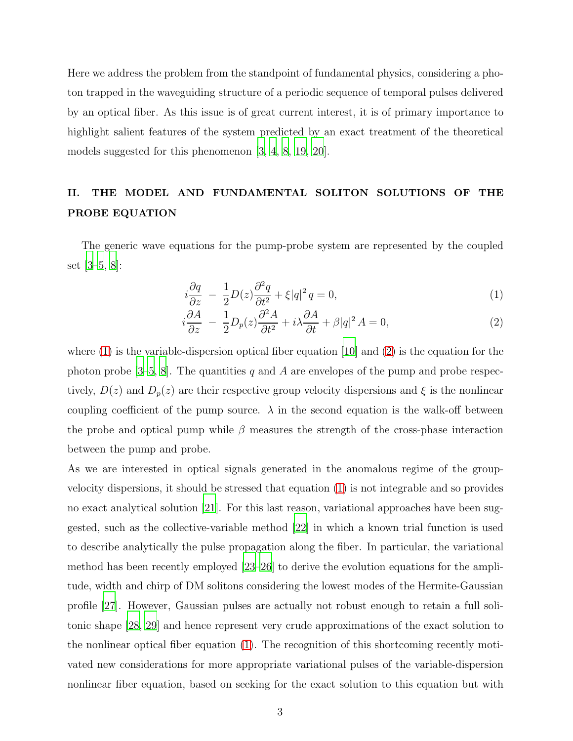Here we address the problem from the standpoint of fundamental physics, considering a photon trapped in the waveguiding structure of a periodic sequence of temporal pulses delivered by an optical fiber. As this issue is of great current interest, it is of primary importance to highlight salient features of the system predicted by an exact treatment of the theoretical models suggested for this phenomenon [3, 4, 8, 19, 20].

## II. THE MODEL AND FUNDAMENTAL SOLITON SOLUTIONS OF THE PROBE EQUATION

The generic wave equations for the pump-probe system are represented by the coupled set [3–5, 8]:

$$i\frac{\partial q}{\partial z} \; - \; \frac{1}{2}D(z)\frac{\partial^2 q}{\partial t^2} + \xi|q|^2\, q = 0, \tag{1}$$

$$i\frac{\partial A}{\partial z} \; - \; \frac{1}{2}D_p(z)\frac{\partial^2 A}{\partial t^2} + i\lambda\frac{\partial A}{\partial t} + \beta|q|^2\, A = 0, \tag{2}$$

where (1) is the variable-dispersion optical fiber equation [10] and (2) is the equation for the photon probe [3–5, 8]. The quantities $q$ and $A$ are envelopes of the pump and probe respectively, $D(z)$ and $D_p(z)$ are their respective group velocity dispersions and $\xi$ is the nonlinear coupling coefficient of the pump source. $\lambda$ in the second equation is the walk-off between the probe and optical pump while $\beta$ measures the strength of the cross-phase interaction between the pump and probe.

As we are interested in optical signals generated in the anomalous regime of the group-velocity dispersions, it should be stressed that equation (1) is not integrable and so provides no exact analytical solution [21]. For this last reason, variational approaches have been suggested, such as the collective-variable method [22] in which a known trial function is used to describe analytically the pulse propagation along the fiber. In particular, the variational method has been recently employed [23–26] to derive the evolution equations for the amplitude, width and chirp of DM solitons considering the lowest modes of the Hermite-Gaussian profile [27]. However, Gaussian pulses are actually not robust enough to retain a full solitonic shape [28, 29] and hence represent very crude approximations of the exact solution to the nonlinear optical fiber equation (1). The recognition of this shortcoming recently motivated new considerations for more appropriate variational pulses of the variable-dispersion nonlinear fiber equation, based on seeking for the exact solution to this equation but with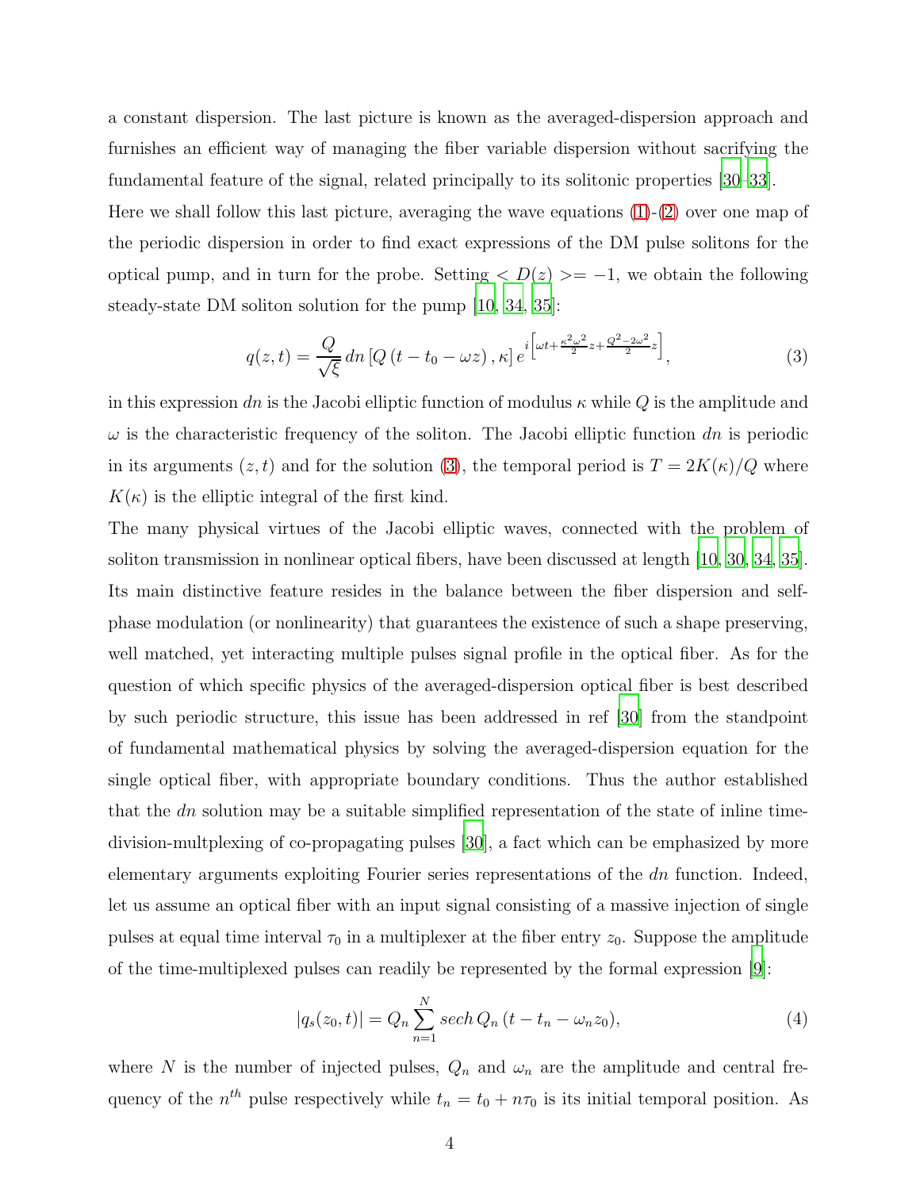a constant dispersion. The last picture is known as the averaged-dispersion approach and furnishes an efficient way of managing the fiber variable dispersion without sacrifying the fundamental feature of the signal, related principally to its solitonic properties [30–33].

Here we shall follow this last picture, averaging the wave equations (1)-(2) over one map of the periodic dispersion in order to find exact expressions of the DM pulse solitons for the optical pump, and in turn for the probe. Setting $< D(z) >= -1$, we obtain the following steady-state DM soliton solution for the pump [10, 34, 35]:

$$q(z,t) = \frac{Q}{\sqrt{\xi}}\, dn\left[Q\left(t - t_0 - \omega z\right), \kappa\right] e^{i\left[\omega t + \frac{\kappa^2 \omega^2}{2} z + \frac{Q^2 - 2\omega^2}{2} z\right]}, \tag{3}$$

in this expression $dn$ is the Jacobi elliptic function of modulus $\kappa$ while $Q$ is the amplitude and $\omega$ is the characteristic frequency of the soliton. The Jacobi elliptic function $dn$ is periodic in its arguments $(z,t)$ and for the solution (3), the temporal period is $T = 2K(\kappa)/Q$ where $K(\kappa)$ is the elliptic integral of the first kind.

The many physical virtues of the Jacobi elliptic waves, connected with the problem of soliton transmission in nonlinear optical fibers, have been discussed at length [10, 30, 34, 35]. Its main distinctive feature resides in the balance between the fiber dispersion and self-phase modulation (or nonlinearity) that guarantees the existence of such a shape preserving, well matched, yet interacting multiple pulses signal profile in the optical fiber. As for the question of which specific physics of the averaged-dispersion optical fiber is best described by such periodic structure, this issue has been addressed in ref [30] from the standpoint of fundamental mathematical physics by solving the averaged-dispersion equation for the single optical fiber, with appropriate boundary conditions. Thus the author established that the $dn$ solution may be a suitable simplified representation of the state of inline time-division-multplexing of co-propagating pulses [30], a fact which can be emphasized by more elementary arguments exploiting Fourier series representations of the $dn$ function. Indeed, let us assume an optical fiber with an input signal consisting of a massive injection of single pulses at equal time interval $\tau_0$ in a multiplexer at the fiber entry $z_0$. Suppose the amplitude of the time-multiplexed pulses can readily be represented by the formal expression [9]:

$$|q_s(z_0,t)| = Q_n \sum_{n=1}^{N} sech\, Q_n\left(t - t_n - \omega_n z_0\right), \tag{4}$$

where $N$ is the number of injected pulses, $Q_n$ and $\omega_n$ are the amplitude and central frequency of the $n^{th}$ pulse respectively while $t_n = t_0 + n\tau_0$ is its initial temporal position. As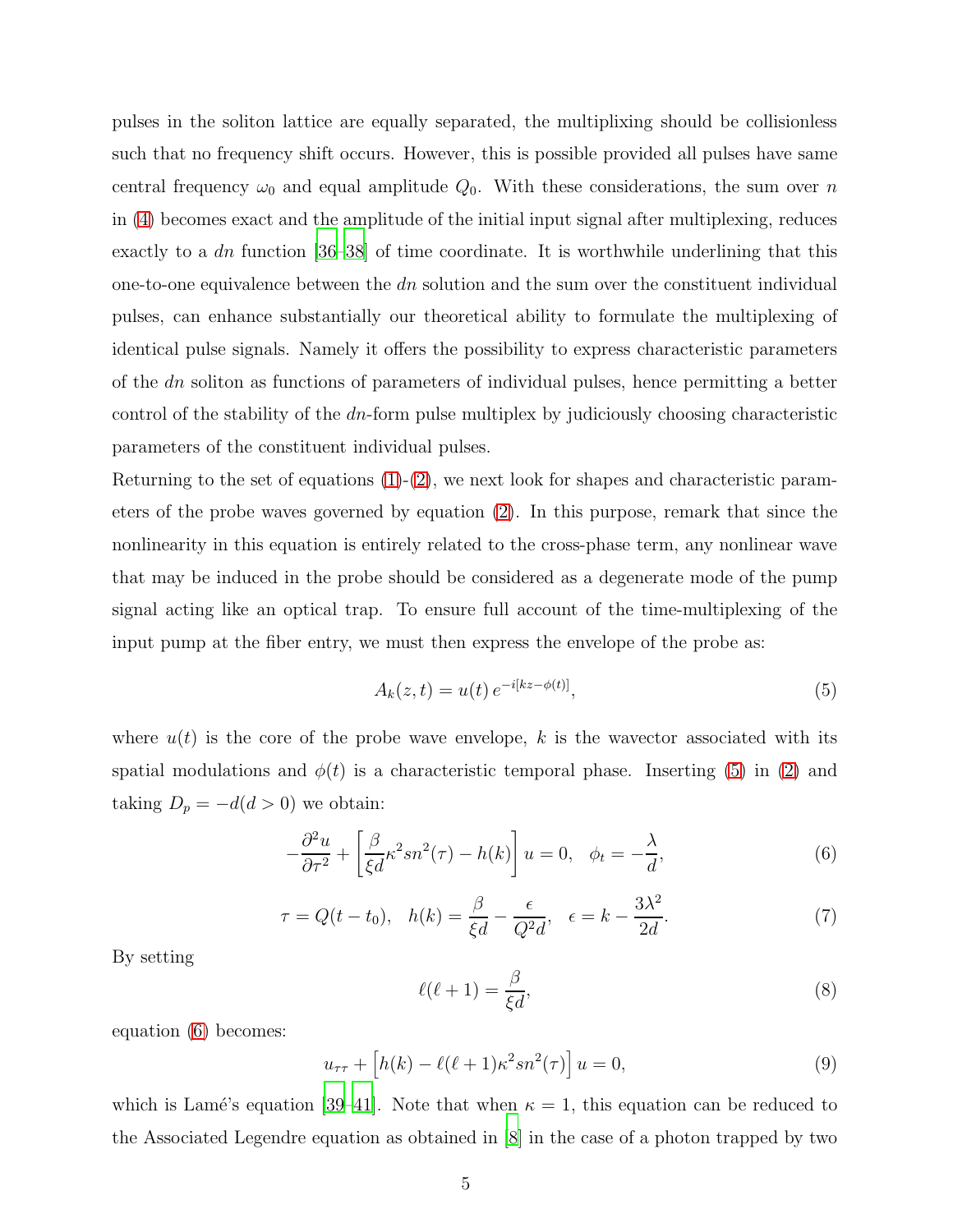pulses in the soliton lattice are equally separated, the multiplixing should be collisionless such that no frequency shift occurs. However, this is possible provided all pulses have same central frequency $\omega_0$ and equal amplitude $Q_0$. With these considerations, the sum over $n$ in (4) becomes exact and the amplitude of the initial input signal after multiplexing, reduces exactly to a $dn$ function [36–38] of time coordinate. It is worthwhile underlining that this one-to-one equivalence between the $dn$ solution and the sum over the constituent individual pulses, can enhance substantially our theoretical ability to formulate the multiplexing of identical pulse signals. Namely it offers the possibility to express characteristic parameters of the $dn$ soliton as functions of parameters of individual pulses, hence permitting a better control of the stability of the $dn$-form pulse multiplex by judiciously choosing characteristic parameters of the constituent individual pulses.

Returning to the set of equations (1)-(2), we next look for shapes and characteristic parameters of the probe waves governed by equation (2). In this purpose, remark that since the nonlinearity in this equation is entirely related to the cross-phase term, any nonlinear wave that may be induced in the probe should be considered as a degenerate mode of the pump signal acting like an optical trap. To ensure full account of the time-multiplexing of the input pump at the fiber entry, we must then express the envelope of the probe as:

$$A_k(z,t) = u(t)\, e^{-i[kz-\phi(t)]}, \tag{5}$$

where $u(t)$ is the core of the probe wave envelope, $k$ is the wavector associated with its spatial modulations and $\phi(t)$ is a characteristic temporal phase. Inserting (5) in (2) and taking $D_p = -d (d > 0)$ we obtain:

$$-\frac{\partial^2 u}{\partial \tau^2} + \left[\frac{\beta}{\xi d}\kappa^2 sn^2(\tau) - h(k)\right] u = 0, \quad \phi_t = -\frac{\lambda}{d}, \tag{6}$$

$$\tau = Q(t-t_0), \quad h(k) = \frac{\beta}{\xi d} - \frac{\epsilon}{Q^2 d}, \quad \epsilon = k - \frac{3\lambda^2}{2d}. \tag{7}$$

By setting

$$\ell(\ell+1) = \frac{\beta}{\xi d}, \tag{8}$$

equation (6) becomes:

$$u_{\tau\tau} + \left[h(k) - \ell(\ell+1)\kappa^2 sn^2(\tau)\right] u = 0, \tag{9}$$

which is Lamé's equation [39–41]. Note that when $\kappa = 1$, this equation can be reduced to the Associated Legendre equation as obtained in [8] in the case of a photon trapped by two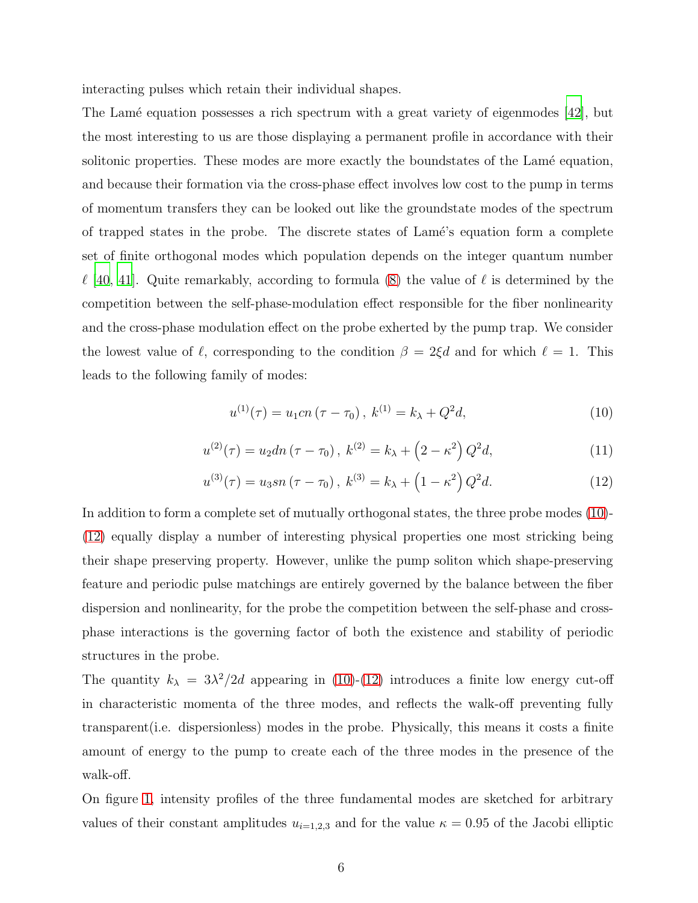interacting pulses which retain their individual shapes.

The Lamé equation possesses a rich spectrum with a great variety of eigenmodes [42], but the most interesting to us are those displaying a permanent profile in accordance with their solitonic properties. These modes are more exactly the boundstates of the Lamé equation, and because their formation via the cross-phase effect involves low cost to the pump in terms of momentum transfers they can be looked out like the groundstate modes of the spectrum of trapped states in the probe. The discrete states of Lamé's equation form a complete set of finite orthogonal modes which population depends on the integer quantum number $\ell$ [40, 41]. Quite remarkably, according to formula (8) the value of $\ell$ is determined by the competition between the self-phase-modulation effect responsible for the fiber nonlinearity and the cross-phase modulation effect on the probe exherted by the pump trap. We consider the lowest value of $\ell$, corresponding to the condition $\beta = 2\xi d$ and for which $\ell = 1$. This leads to the following family of modes:

$$u^{(1)}(\tau) = u_1 cn\left(\tau - \tau_0\right), \; k^{(1)} = k_\lambda + Q^2 d, \tag{10}$$

$$u^{(2)}(\tau) = u_2 dn\left(\tau - \tau_0\right), \; k^{(2)} = k_\lambda + \left(2 - \kappa^2\right) Q^2 d, \tag{11}$$

$$u^{(3)}(\tau) = u_3 sn\left(\tau - \tau_0\right), \; k^{(3)} = k_\lambda + \left(1 - \kappa^2\right) Q^2 d. \tag{12}$$

In addition to form a complete set of mutually orthogonal states, the three probe modes (10)-(12) equally display a number of interesting physical properties one most stricking being their shape preserving property. However, unlike the pump soliton which shape-preserving feature and periodic pulse matchings are entirely governed by the balance between the fiber dispersion and nonlinearity, for the probe the competition between the self-phase and cross-phase interactions is the governing factor of both the existence and stability of periodic structures in the probe.

The quantity $k_\lambda = 3\lambda^2/2d$ appearing in (10)-(12) introduces a finite low energy cut-off in characteristic momenta of the three modes, and reflects the walk-off preventing fully transparent(i.e. dispersionless) modes in the probe. Physically, this means it costs a finite amount of energy to the pump to create each of the three modes in the presence of the walk-off.

On figure 1, intensity profiles of the three fundamental modes are sketched for arbitrary values of their constant amplitudes $u_{i=1,2,3}$ and for the value $\kappa = 0.95$ of the Jacobi elliptic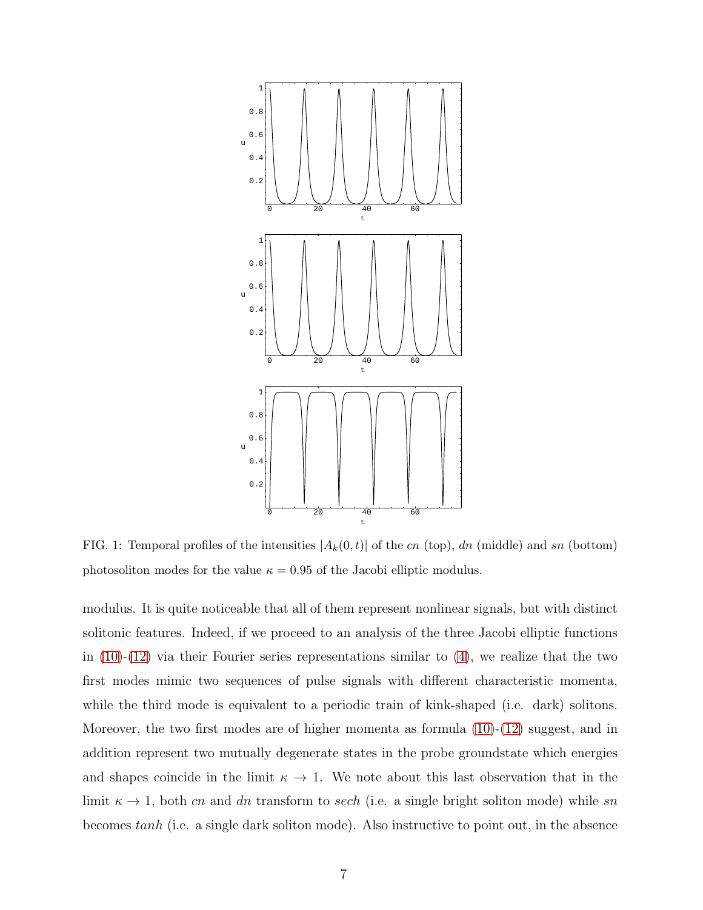FIG. 1: Temporal profiles of the intensities $|A_k(0,t)|$ of the *cn* (top), *dn* (middle) and *sn* (bottom) photosoliton modes for the value $\kappa = 0.95$ of the Jacobi elliptic modulus.

modulus. It is quite noticeable that all of them represent nonlinear signals, but with distinct solitonic features. Indeed, if we proceed to an analysis of the three Jacobi elliptic functions in (10)-(12) via their Fourier series representations similar to (4), we realize that the two first modes mimic two sequences of pulse signals with different characteristic momenta, while the third mode is equivalent to a periodic train of kink-shaped (i.e. dark) solitons. Moreover, the two first modes are of higher momenta as formula (10)-(12) suggest, and in addition represent two mutually degenerate states in the probe groundstate which energies and shapes coincide in the limit $\kappa \to 1$. We note about this last observation that in the limit $\kappa \to 1$, both *cn* and *dn* transform to *sech* (i.e. a single bright soliton mode) while *sn* becomes *tanh* (i.e. a single dark soliton mode). Also instructive to point out, in the absence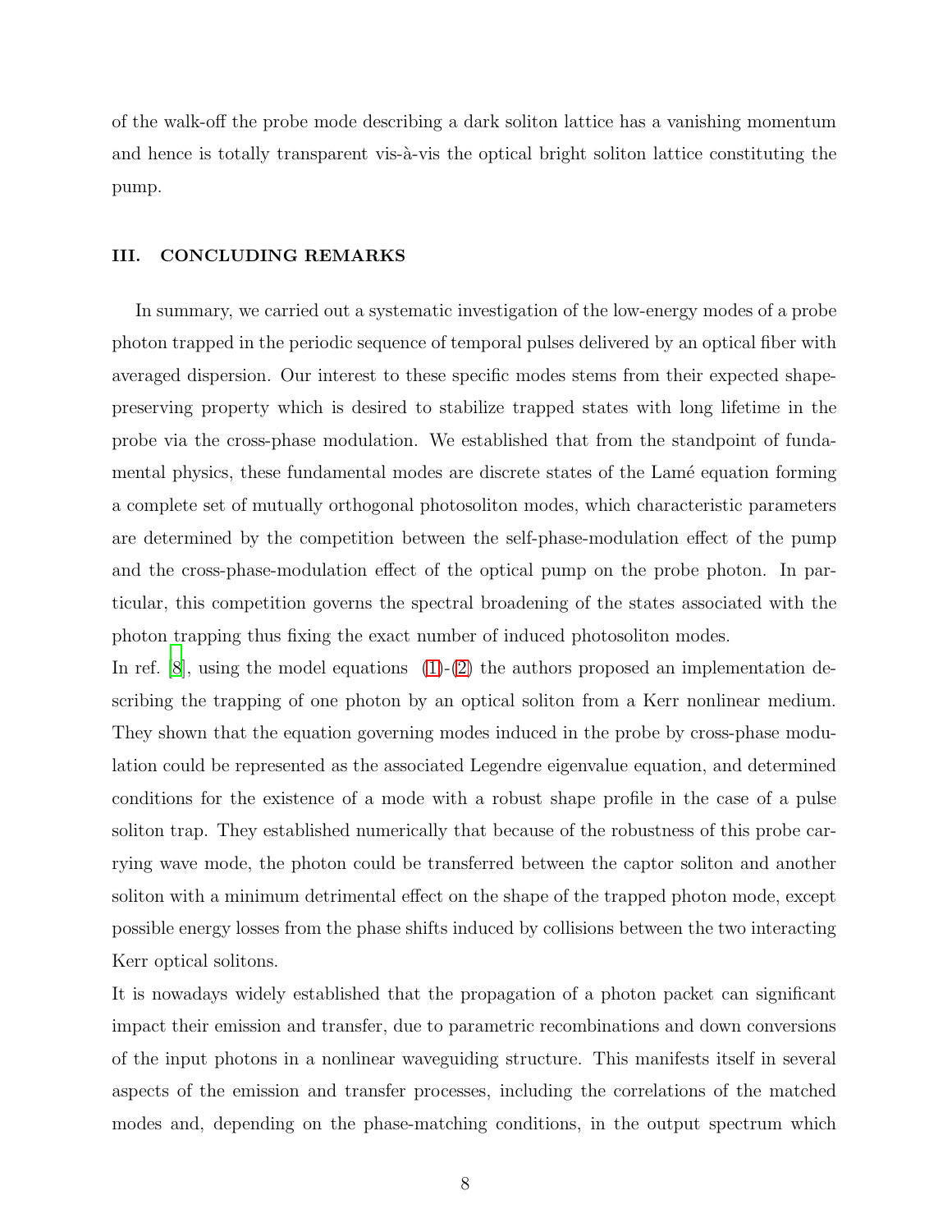of the walk-off the probe mode describing a dark soliton lattice has a vanishing momentum and hence is totally transparent vis-à-vis the optical bright soliton lattice constituting the pump.

## III. CONCLUDING REMARKS

In summary, we carried out a systematic investigation of the low-energy modes of a probe photon trapped in the periodic sequence of temporal pulses delivered by an optical fiber with averaged dispersion. Our interest to these specific modes stems from their expected shape-preserving property which is desired to stabilize trapped states with long lifetime in the probe via the cross-phase modulation. We established that from the standpoint of fundamental physics, these fundamental modes are discrete states of the Lamé equation forming a complete set of mutually orthogonal photosoliton modes, which characteristic parameters are determined by the competition between the self-phase-modulation effect of the pump and the cross-phase-modulation effect of the optical pump on the probe photon. In particular, this competition governs the spectral broadening of the states associated with the photon trapping thus fixing the exact number of induced photosoliton modes.

In ref. [8], using the model equations (1)-(2) the authors proposed an implementation describing the trapping of one photon by an optical soliton from a Kerr nonlinear medium. They shown that the equation governing modes induced in the probe by cross-phase modulation could be represented as the associated Legendre eigenvalue equation, and determined conditions for the existence of a mode with a robust shape profile in the case of a pulse soliton trap. They established numerically that because of the robustness of this probe carrying wave mode, the photon could be transferred between the captor soliton and another soliton with a minimum detrimental effect on the shape of the trapped photon mode, except possible energy losses from the phase shifts induced by collisions between the two interacting Kerr optical solitons.

It is nowadays widely established that the propagation of a photon packet can significant impact their emission and transfer, due to parametric recombinations and down conversions of the input photons in a nonlinear waveguiding structure. This manifests itself in several aspects of the emission and transfer processes, including the correlations of the matched modes and, depending on the phase-matching conditions, in the output spectrum which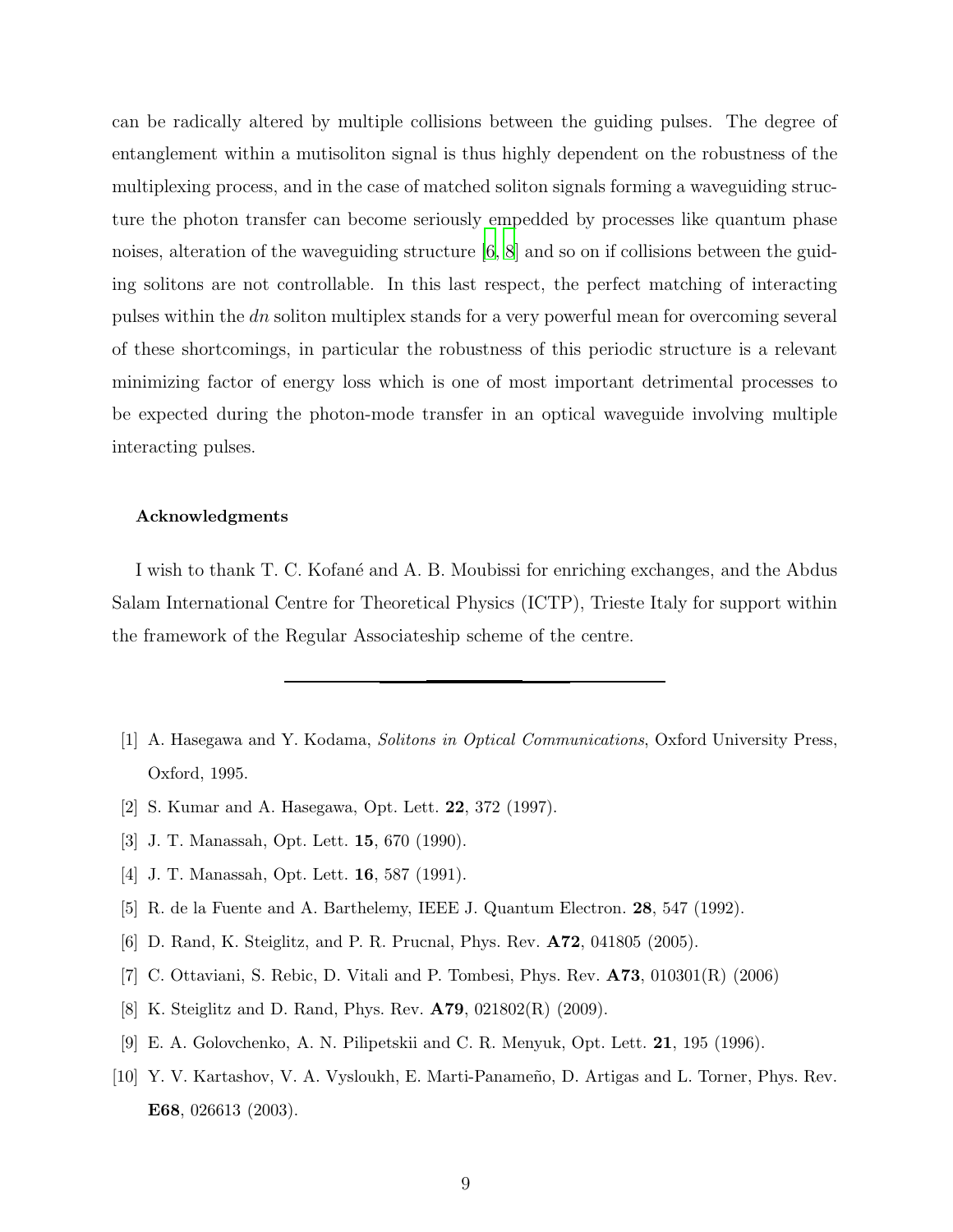can be radically altered by multiple collisions between the guiding pulses. The degree of entanglement within a mutisoliton signal is thus highly dependent on the robustness of the multiplexing process, and in the case of matched soliton signals forming a waveguiding structure the photon transfer can become seriously empedded by processes like quantum phase noises, alteration of the waveguiding structure [6, 8] and so on if collisions between the guiding solitons are not controllable. In this last respect, the perfect matching of interacting pulses within the *dn* soliton multiplex stands for a very powerful mean for overcoming several of these shortcomings, in particular the robustness of this periodic structure is a relevant minimizing factor of energy loss which is one of most important detrimental processes to be expected during the photon-mode transfer in an optical waveguide involving multiple interacting pulses.

#### Acknowledgments

I wish to thank T. C. Kofané and A. B. Moubissi for enriching exchanges, and the Abdus Salam International Centre for Theoretical Physics (ICTP), Trieste Italy for support within the framework of the Regular Associateship scheme of the centre.

---

[1] A. Hasegawa and Y. Kodama, *Solitons in Optical Communications*, Oxford University Press, Oxford, 1995.

[2] S. Kumar and A. Hasegawa, Opt. Lett. **22**, 372 (1997).

[3] J. T. Manassah, Opt. Lett. **15**, 670 (1990).

[4] J. T. Manassah, Opt. Lett. **16**, 587 (1991).

[5] R. de la Fuente and A. Barthelemy, IEEE J. Quantum Electron. **28**, 547 (1992).

[6] D. Rand, K. Steiglitz, and P. R. Prucnal, Phys. Rev. **A72**, 041805 (2005).

[7] C. Ottaviani, S. Rebic, D. Vitali and P. Tombesi, Phys. Rev. **A73**, 010301(R) (2006)

[8] K. Steiglitz and D. Rand, Phys. Rev. **A79**, 021802(R) (2009).

[9] E. A. Golovchenko, A. N. Pilipetskii and C. R. Menyuk, Opt. Lett. **21**, 195 (1996).

[10] Y. V. Kartashov, V. A. Vysloukh, E. Marti-Panameño, D. Artigas and L. Torner, Phys. Rev. **E68**, 026613 (2003).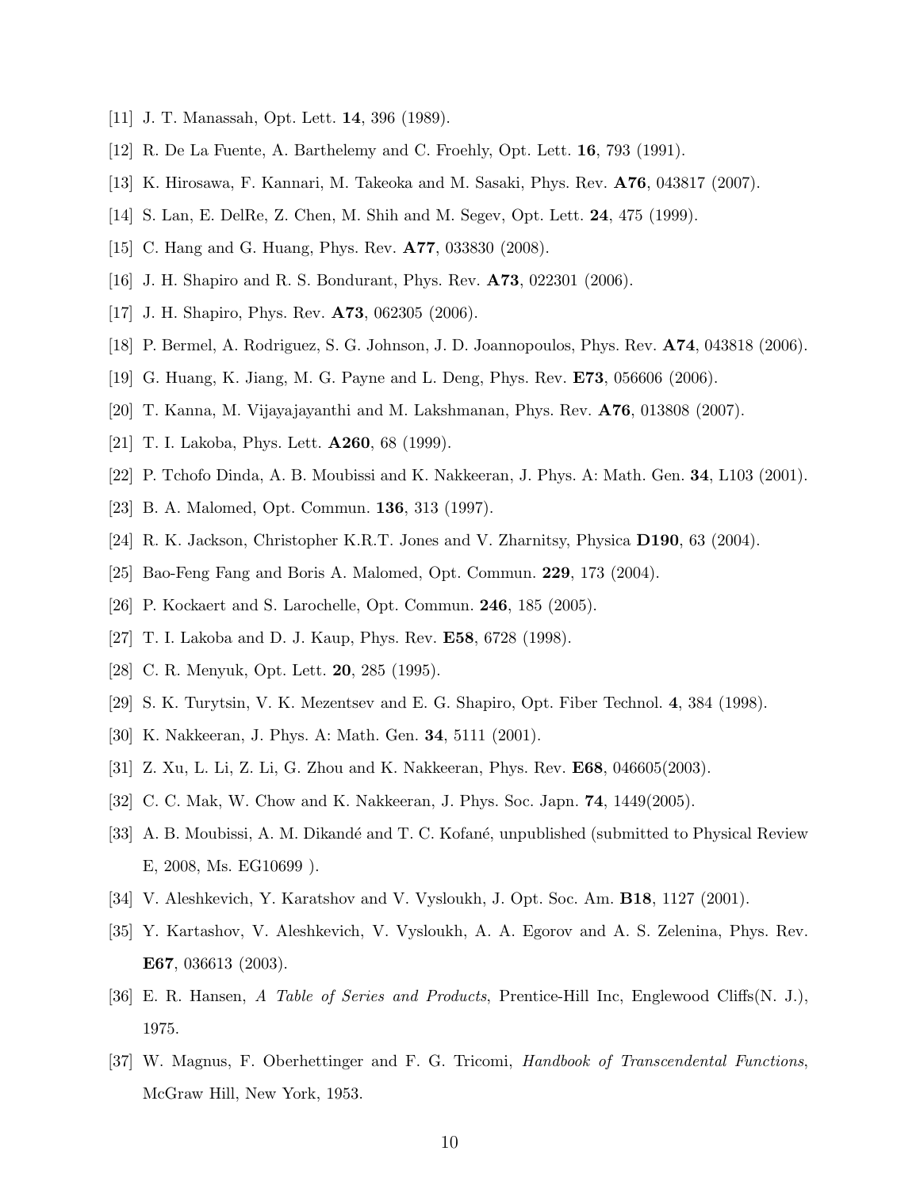[11] J. T. Manassah, Opt. Lett. **14**, 396 (1989).

[12] R. De La Fuente, A. Barthelemy and C. Froehly, Opt. Lett. **16**, 793 (1991).

[13] K. Hirosawa, F. Kannari, M. Takeoka and M. Sasaki, Phys. Rev. **A76**, 043817 (2007).

[14] S. Lan, E. DelRe, Z. Chen, M. Shih and M. Segev, Opt. Lett. **24**, 475 (1999).

[15] C. Hang and G. Huang, Phys. Rev. **A77**, 033830 (2008).

[16] J. H. Shapiro and R. S. Bondurant, Phys. Rev. **A73**, 022301 (2006).

[17] J. H. Shapiro, Phys. Rev. **A73**, 062305 (2006).

[18] P. Bermel, A. Rodriguez, S. G. Johnson, J. D. Joannopoulos, Phys. Rev. **A74**, 043818 (2006).

[19] G. Huang, K. Jiang, M. G. Payne and L. Deng, Phys. Rev. **E73**, 056606 (2006).

[20] T. Kanna, M. Vijayajayanthi and M. Lakshmanan, Phys. Rev. **A76**, 013808 (2007).

[21] T. I. Lakoba, Phys. Lett. **A260**, 68 (1999).

[22] P. Tchofo Dinda, A. B. Moubissi and K. Nakkeeran, J. Phys. A: Math. Gen. **34**, L103 (2001).

[23] B. A. Malomed, Opt. Commun. **136**, 313 (1997).

[24] R. K. Jackson, Christopher K.R.T. Jones and V. Zharnitsy, Physica **D190**, 63 (2004).

[25] Bao-Feng Fang and Boris A. Malomed, Opt. Commun. **229**, 173 (2004).

[26] P. Kockaert and S. Larochelle, Opt. Commun. **246**, 185 (2005).

[27] T. I. Lakoba and D. J. Kaup, Phys. Rev. **E58**, 6728 (1998).

[28] C. R. Menyuk, Opt. Lett. **20**, 285 (1995).

[29] S. K. Turytsin, V. K. Mezentsev and E. G. Shapiro, Opt. Fiber Technol. **4**, 384 (1998).

[30] K. Nakkeeran, J. Phys. A: Math. Gen. **34**, 5111 (2001).

[31] Z. Xu, L. Li, Z. Li, G. Zhou and K. Nakkeeran, Phys. Rev. **E68**, 046605(2003).

[32] C. C. Mak, W. Chow and K. Nakkeeran, J. Phys. Soc. Japn. **74**, 1449(2005).

[33] A. B. Moubissi, A. M. Dikandé and T. C. Kofané, unpublished (submitted to Physical Review E, 2008, Ms. EG10699 ).

[34] V. Aleshkevich, Y. Karatshov and V. Vysloukh, J. Opt. Soc. Am. **B18**, 1127 (2001).

[35] Y. Kartashov, V. Aleshkevich, V. Vysloukh, A. A. Egorov and A. S. Zelenina, Phys. Rev. **E67**, 036613 (2003).

[36] E. R. Hansen, *A Table of Series and Products*, Prentice-Hill Inc, Englewood Cliffs(N. J.), 1975.

[37] W. Magnus, F. Oberhettinger and F. G. Tricomi, *Handbook of Transcendental Functions*, McGraw Hill, New York, 1953.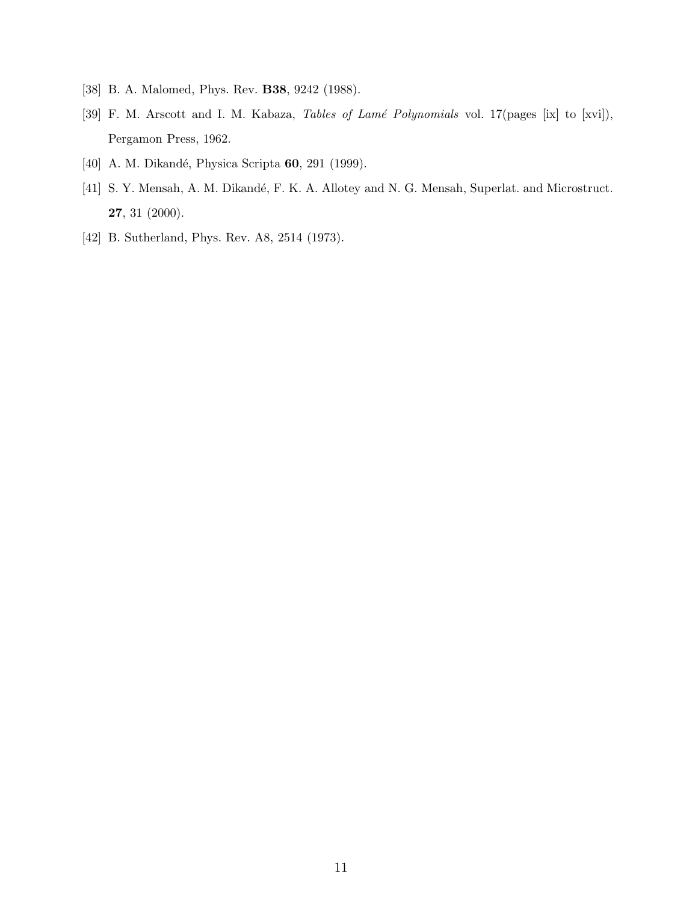[38] B. A. Malomed, Phys. Rev. **B38**, 9242 (1988).

[39] F. M. Arscott and I. M. Kabaza, *Tables of Lamé Polynomials* vol. 17(pages [ix] to [xvi]), Pergamon Press, 1962.

[40] A. M. Dikandé, Physica Scripta **60**, 291 (1999).

[41] S. Y. Mensah, A. M. Dikandé, F. K. A. Allotey and N. G. Mensah, Superlat. and Microstruct. **27**, 31 (2000).

[42] B. Sutherland, Phys. Rev. A8, 2514 (1973).